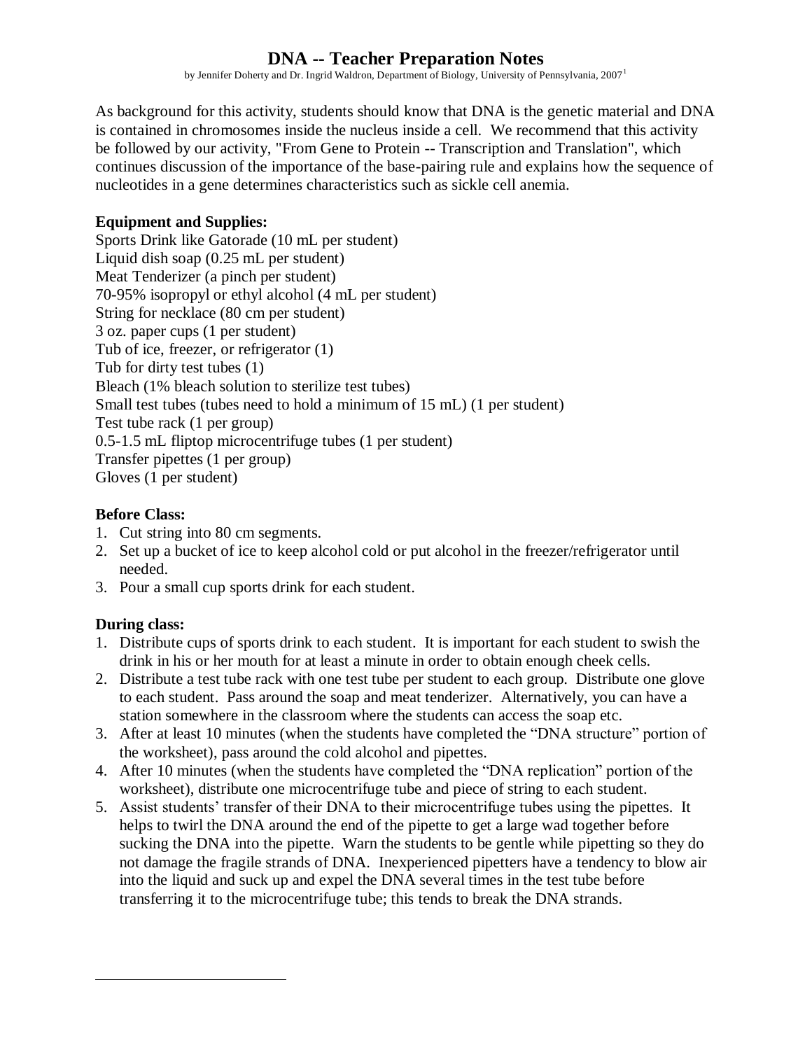# DNA -- Teacher Preparation Notes

by Jennifer Doherty and Dr. Ingrid Waldron, Department of Biology, University of Pennsylvania, 2007[1]

As background for this activity, students should know that DNA is the genetic material and DNA is contained in chromosomes inside the nucleus inside a cell. We recommend that this activity be followed by our activity, "From Gene to Protein -- Transcription and Translation", which continues discussion of the importance of the base-pairing rule and explains how the sequence of nucleotides in a gene determines characteristics such as sickle cell anemia.

**Equipment and Supplies:**

Sports Drink like Gatorade (10 mL per student)
Liquid dish soap (0.25 mL per student)
Meat Tenderizer (a pinch per student)
70-95% isopropyl or ethyl alcohol (4 mL per student)
String for necklace (80 cm per student)
3 oz. paper cups (1 per student)
Tub of ice, freezer, or refrigerator (1)
Tub for dirty test tubes (1)
Bleach (1% bleach solution to sterilize test tubes)
Small test tubes (tubes need to hold a minimum of 15 mL) (1 per student)
Test tube rack (1 per group)
0.5-1.5 mL fliptop microcentrifuge tubes (1 per student)
Transfer pipettes (1 per group)
Gloves (1 per student)

**Before Class:**

1. Cut string into 80 cm segments.
2. Set up a bucket of ice to keep alcohol cold or put alcohol in the freezer/refrigerator until needed.
3. Pour a small cup sports drink for each student.

**During class:**

1. Distribute cups of sports drink to each student. It is important for each student to swish the drink in his or her mouth for at least a minute in order to obtain enough cheek cells.
2. Distribute a test tube rack with one test tube per student to each group. Distribute one glove to each student. Pass around the soap and meat tenderizer. Alternatively, you can have a station somewhere in the classroom where the students can access the soap etc.
3. After at least 10 minutes (when the students have completed the "DNA structure" portion of the worksheet), pass around the cold alcohol and pipettes.
4. After 10 minutes (when the students have completed the "DNA replication" portion of the worksheet), distribute one microcentrifuge tube and piece of string to each student.
5. Assist students' transfer of their DNA to their microcentrifuge tubes using the pipettes. It helps to twirl the DNA around the end of the pipette to get a large wad together before sucking the DNA into the pipette. Warn the students to be gentle while pipetting so they do not damage the fragile strands of DNA. Inexperienced pipetters have a tendency to blow air into the liquid and suck up and expel the DNA several times in the test tube before transferring it to the microcentrifuge tube; this tends to break the DNA strands.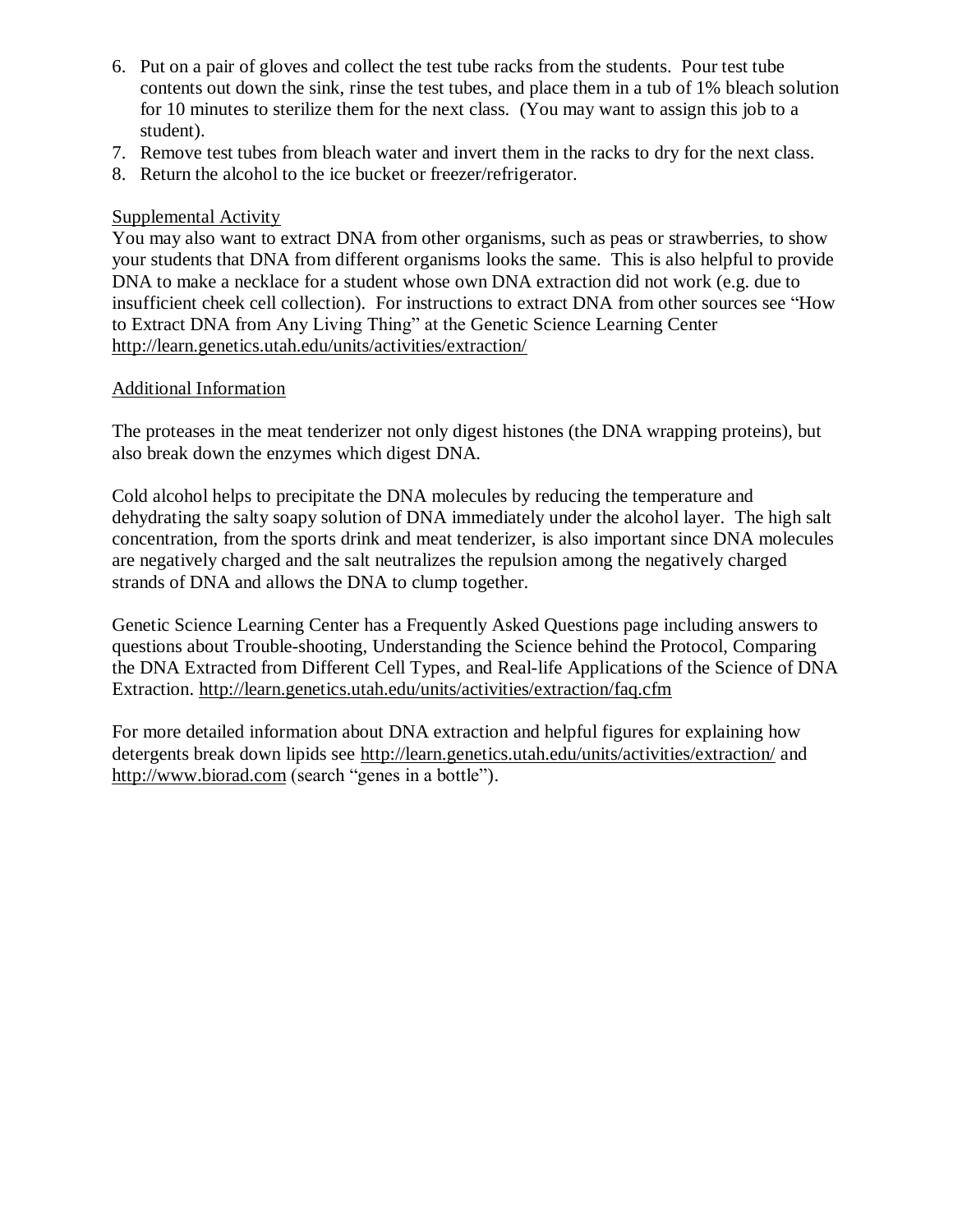6. Put on a pair of gloves and collect the test tube racks from the students. Pour test tube contents out down the sink, rinse the test tubes, and place them in a tub of 1% bleach solution for 10 minutes to sterilize them for the next class. (You may want to assign this job to a student).
7. Remove test tubes from bleach water and invert them in the racks to dry for the next class.
8. Return the alcohol to the ice bucket or freezer/refrigerator.

Supplemental Activity

You may also want to extract DNA from other organisms, such as peas or strawberries, to show your students that DNA from different organisms looks the same. This is also helpful to provide DNA to make a necklace for a student whose own DNA extraction did not work (e.g. due to insufficient cheek cell collection). For instructions to extract DNA from other sources see "How to Extract DNA from Any Living Thing" at the Genetic Science Learning Center http://learn.genetics.utah.edu/units/activities/extraction/

Additional Information

The proteases in the meat tenderizer not only digest histones (the DNA wrapping proteins), but also break down the enzymes which digest DNA.

Cold alcohol helps to precipitate the DNA molecules by reducing the temperature and dehydrating the salty soapy solution of DNA immediately under the alcohol layer. The high salt concentration, from the sports drink and meat tenderizer, is also important since DNA molecules are negatively charged and the salt neutralizes the repulsion among the negatively charged strands of DNA and allows the DNA to clump together.

Genetic Science Learning Center has a Frequently Asked Questions page including answers to questions about Trouble-shooting, Understanding the Science behind the Protocol, Comparing the DNA Extracted from Different Cell Types, and Real-life Applications of the Science of DNA Extraction. http://learn.genetics.utah.edu/units/activities/extraction/faq.cfm

For more detailed information about DNA extraction and helpful figures for explaining how detergents break down lipids see http://learn.genetics.utah.edu/units/activities/extraction/ and http://www.biorad.com (search "genes in a bottle").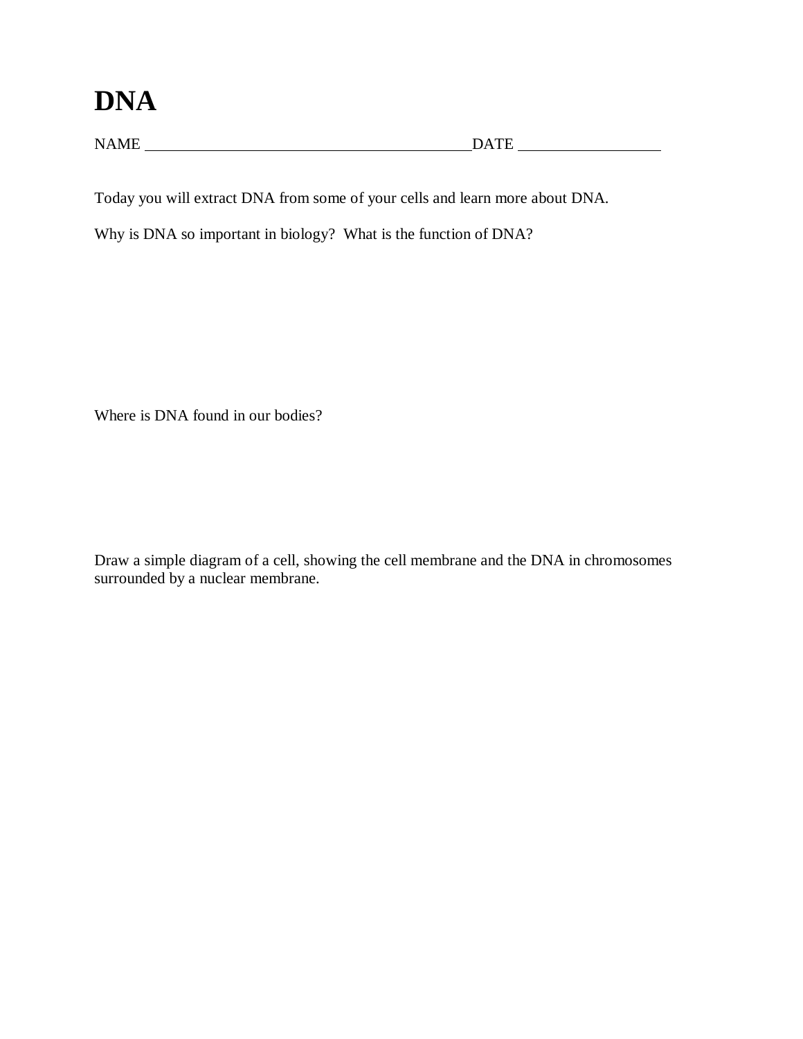# DNA

NAME \_\_\_\_\_\_\_\_\_\_\_\_\_\_\_\_\_\_\_\_\_\_\_\_\_\_\_\_\_\_\_\_\_\_\_\_\_\_\_\_DATE \_\_\_\_\_\_\_\_\_\_\_\_\_\_\_\_\_\_

Today you will extract DNA from some of your cells and learn more about DNA.

Why is DNA so important in biology? What is the function of DNA?

Where is DNA found in our bodies?

Draw a simple diagram of a cell, showing the cell membrane and the DNA in chromosomes surrounded by a nuclear membrane.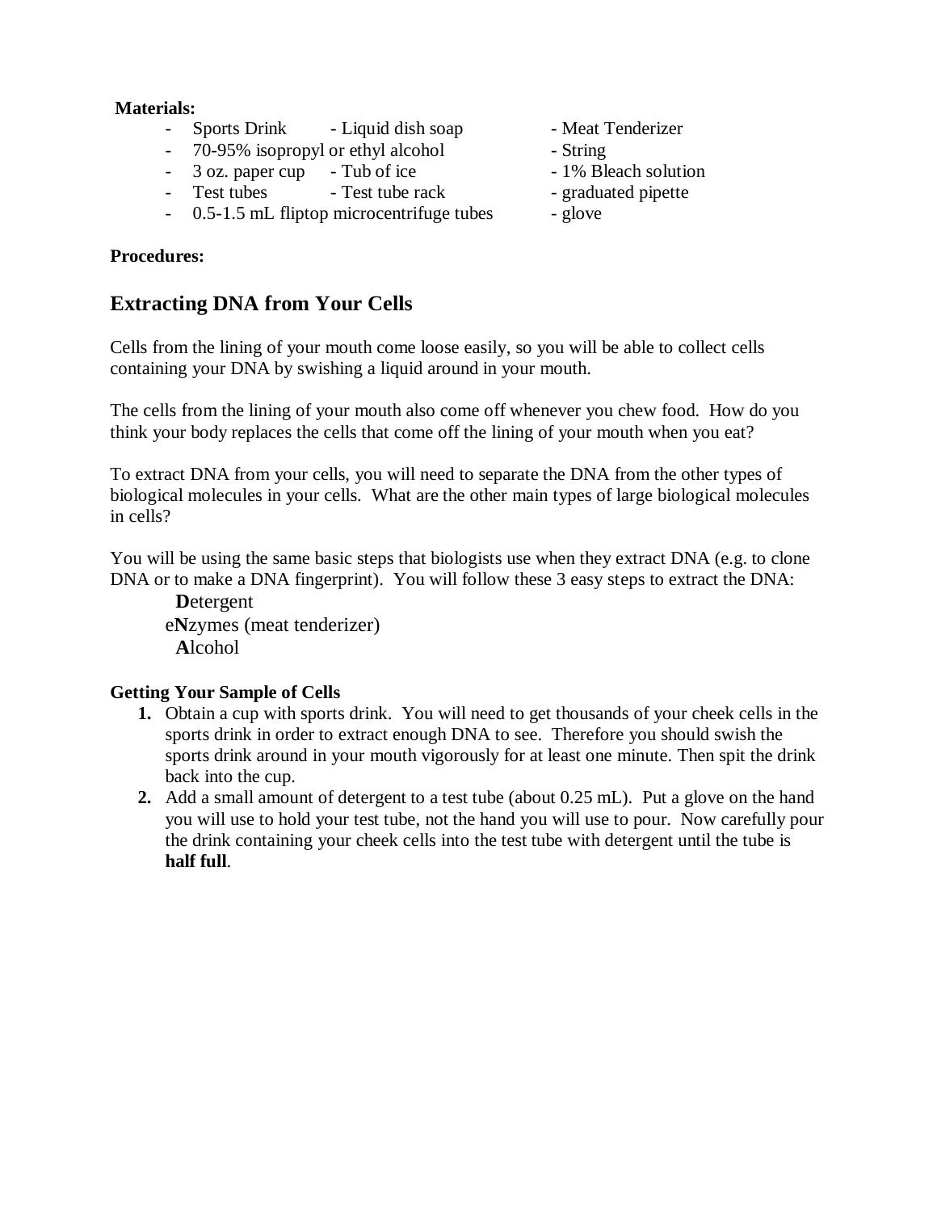**Materials:**

- Sports Drink
- Liquid dish soap
- Meat Tenderizer
- 70-95% isopropyl or ethyl alcohol
- String
- 3 oz. paper cup
- Tub of ice
- 1% Bleach solution
- Test tubes
- Test tube rack
- graduated pipette
- 0.5-1.5 mL fliptop microcentrifuge tubes
- glove

**Procedures:**

## Extracting DNA from Your Cells

Cells from the lining of your mouth come loose easily, so you will be able to collect cells containing your DNA by swishing a liquid around in your mouth.

The cells from the lining of your mouth also come off whenever you chew food. How do you think your body replaces the cells that come off the lining of your mouth when you eat?

To extract DNA from your cells, you will need to separate the DNA from the other types of biological molecules in your cells. What are the other main types of large biological molecules in cells?

You will be using the same basic steps that biologists use when they extract DNA (e.g. to clone DNA or to make a DNA fingerprint). You will follow these 3 easy steps to extract the DNA:

**D**etergent
e**N**zymes (meat tenderizer)
**A**lcohol

**Getting Your Sample of Cells**

1. Obtain a cup with sports drink. You will need to get thousands of your cheek cells in the sports drink in order to extract enough DNA to see. Therefore you should swish the sports drink around in your mouth vigorously for at least one minute. Then spit the drink back into the cup.
2. Add a small amount of detergent to a test tube (about 0.25 mL). Put a glove on the hand you will use to hold your test tube, not the hand you will use to pour. Now carefully pour the drink containing your cheek cells into the test tube with detergent until the tube is **half full**.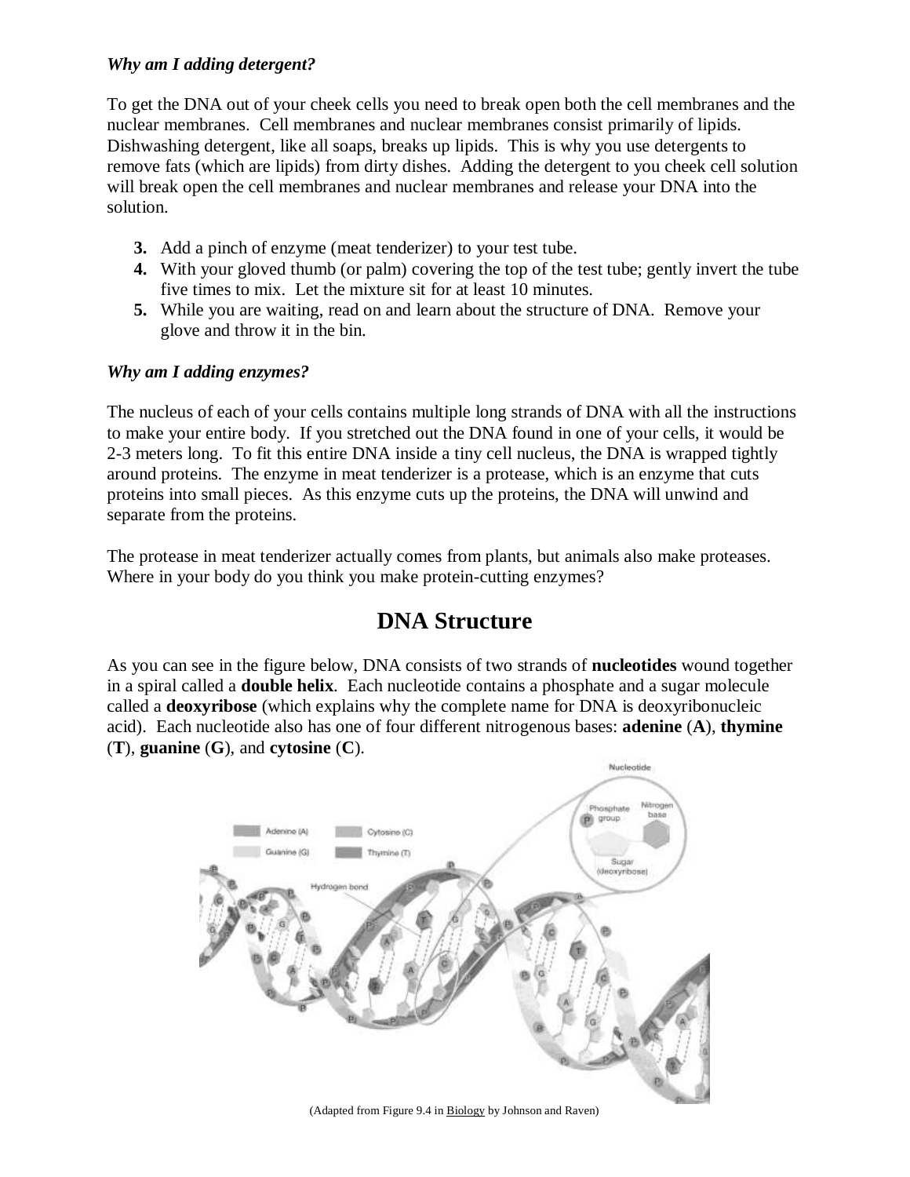*Why am I adding detergent?*

To get the DNA out of your cheek cells you need to break open both the cell membranes and the nuclear membranes. Cell membranes and nuclear membranes consist primarily of lipids. Dishwashing detergent, like all soaps, breaks up lipids. This is why you use detergents to remove fats (which are lipids) from dirty dishes. Adding the detergent to you cheek cell solution will break open the cell membranes and nuclear membranes and release your DNA into the solution.

3. Add a pinch of enzyme (meat tenderizer) to your test tube.
4. With your gloved thumb (or palm) covering the top of the test tube; gently invert the tube five times to mix. Let the mixture sit for at least 10 minutes.
5. While you are waiting, read on and learn about the structure of DNA. Remove your glove and throw it in the bin.

*Why am I adding enzymes?*

The nucleus of each of your cells contains multiple long strands of DNA with all the instructions to make your entire body. If you stretched out the DNA found in one of your cells, it would be 2-3 meters long. To fit this entire DNA inside a tiny cell nucleus, the DNA is wrapped tightly around proteins. The enzyme in meat tenderizer is a protease, which is an enzyme that cuts proteins into small pieces. As this enzyme cuts up the proteins, the DNA will unwind and separate from the proteins.

The protease in meat tenderizer actually comes from plants, but animals also make proteases. Where in your body do you think you make protein-cutting enzymes?

## DNA Structure

As you can see in the figure below, DNA consists of two strands of **nucleotides** wound together in a spiral called a **double helix**. Each nucleotide contains a phosphate and a sugar molecule called a **deoxyribose** (which explains why the complete name for DNA is deoxyribonucleic acid). Each nucleotide also has one of four different nitrogenous bases: **adenine** (**A**), **thymine** (**T**), **guanine** (**G**), and **cytosine** (**C**).

(Adapted from Figure 9.4 in Biology by Johnson and Raven)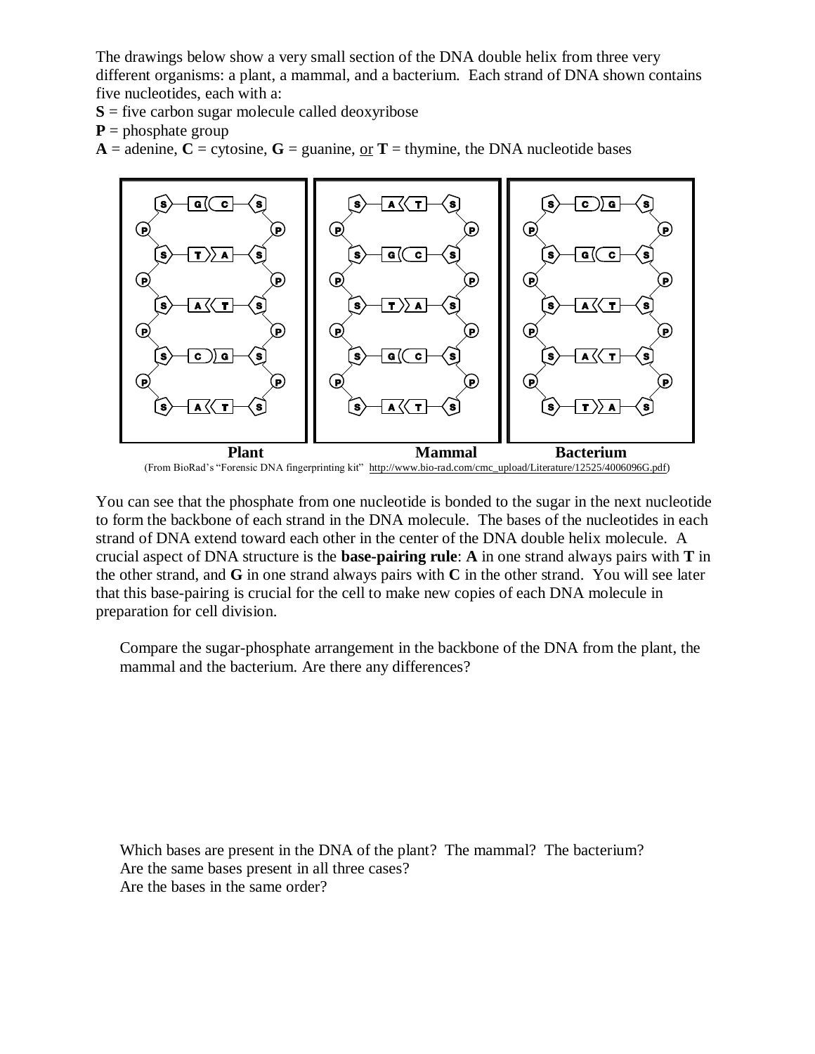The drawings below show a very small section of the DNA double helix from three very different organisms: a plant, a mammal, and a bacterium. Each strand of DNA shown contains five nucleotides, each with a:

**S** = five carbon sugar molecule called deoxyribose

**P** = phosphate group

**A** = adenine, **C** = cytosine, **G** = guanine, or **T** = thymine, the DNA nucleotide bases

**Plant** **Mammal** **Bacterium**

(From BioRad's "Forensic DNA fingerprinting kit" http://www.bio-rad.com/cmc_upload/Literature/12525/4006096G.pdf)

You can see that the phosphate from one nucleotide is bonded to the sugar in the next nucleotide to form the backbone of each strand in the DNA molecule. The bases of the nucleotides in each strand of DNA extend toward each other in the center of the DNA double helix molecule. A crucial aspect of DNA structure is the **base-pairing rule**: **A** in one strand always pairs with **T** in the other strand, and **G** in one strand always pairs with **C** in the other strand. You will see later that this base-pairing is crucial for the cell to make new copies of each DNA molecule in preparation for cell division.

Compare the sugar-phosphate arrangement in the backbone of the DNA from the plant, the mammal and the bacterium. Are there any differences?

Which bases are present in the DNA of the plant? The mammal? The bacterium?
Are the same bases present in all three cases?
Are the bases in the same order?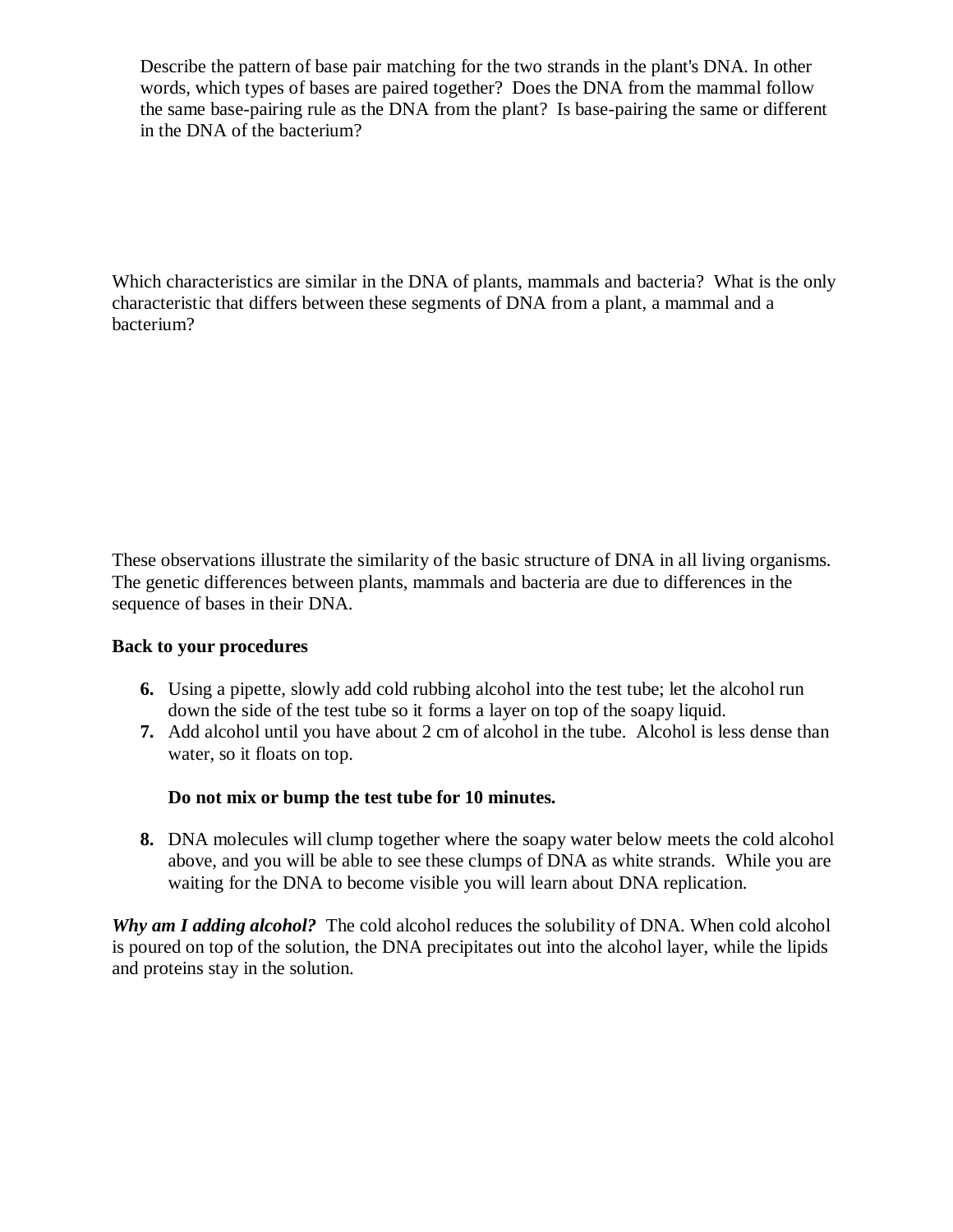Describe the pattern of base pair matching for the two strands in the plant's DNA. In other words, which types of bases are paired together? Does the DNA from the mammal follow the same base-pairing rule as the DNA from the plant? Is base-pairing the same or different in the DNA of the bacterium?

Which characteristics are similar in the DNA of plants, mammals and bacteria? What is the only characteristic that differs between these segments of DNA from a plant, a mammal and a bacterium?

These observations illustrate the similarity of the basic structure of DNA in all living organisms. The genetic differences between plants, mammals and bacteria are due to differences in the sequence of bases in their DNA.

**Back to your procedures**

6. Using a pipette, slowly add cold rubbing alcohol into the test tube; let the alcohol run down the side of the test tube so it forms a layer on top of the soapy liquid.
7. Add alcohol until you have about 2 cm of alcohol in the tube. Alcohol is less dense than water, so it floats on top.

   **Do not mix or bump the test tube for 10 minutes.**

8. DNA molecules will clump together where the soapy water below meets the cold alcohol above, and you will be able to see these clumps of DNA as white strands. While you are waiting for the DNA to become visible you will learn about DNA replication.

***Why am I adding alcohol?*** The cold alcohol reduces the solubility of DNA. When cold alcohol is poured on top of the solution, the DNA precipitates out into the alcohol layer, while the lipids and proteins stay in the solution.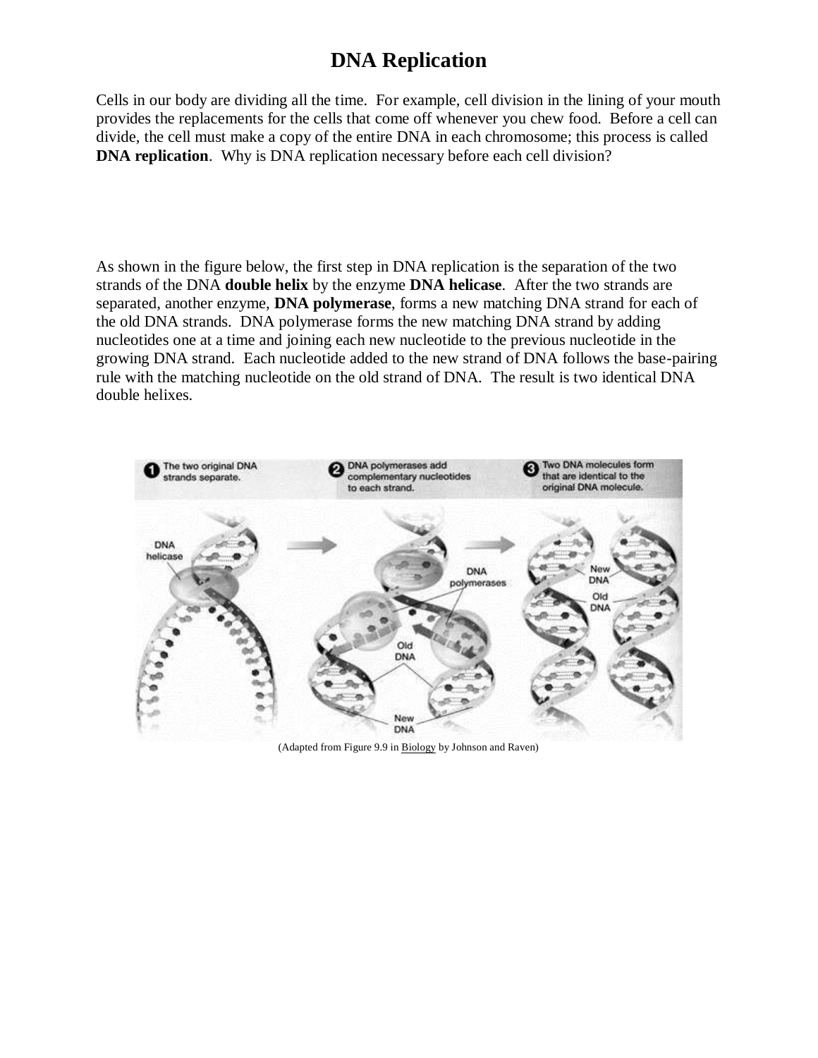# DNA Replication

Cells in our body are dividing all the time. For example, cell division in the lining of your mouth provides the replacements for the cells that come off whenever you chew food. Before a cell can divide, the cell must make a copy of the entire DNA in each chromosome; this process is called **DNA replication**. Why is DNA replication necessary before each cell division?

As shown in the figure below, the first step in DNA replication is the separation of the two strands of the DNA **double helix** by the enzyme **DNA helicase**. After the two strands are separated, another enzyme, **DNA polymerase**, forms a new matching DNA strand for each of the old DNA strands. DNA polymerase forms the new matching DNA strand by adding nucleotides one at a time and joining each new nucleotide to the previous nucleotide in the growing DNA strand. Each nucleotide added to the new strand of DNA follows the base-pairing rule with the matching nucleotide on the old strand of DNA. The result is two identical DNA double helixes.

(Adapted from Figure 9.9 in Biology by Johnson and Raven)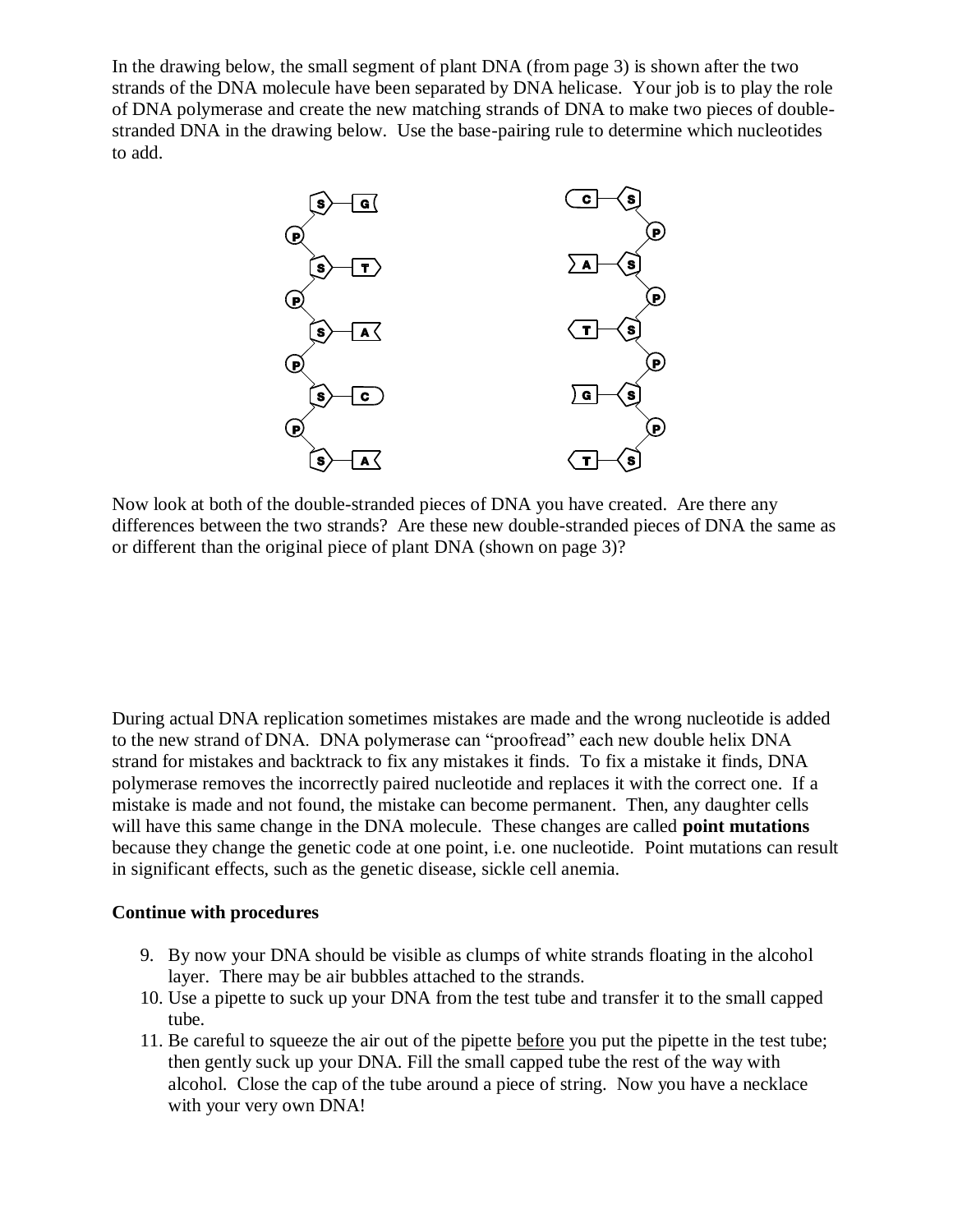In the drawing below, the small segment of plant DNA (from page 3) is shown after the two strands of the DNA molecule have been separated by DNA helicase. Your job is to play the role of DNA polymerase and create the new matching strands of DNA to make two pieces of double-stranded DNA in the drawing below. Use the base-pairing rule to determine which nucleotides to add.

Now look at both of the double-stranded pieces of DNA you have created. Are there any differences between the two strands? Are these new double-stranded pieces of DNA the same as or different than the original piece of plant DNA (shown on page 3)?

During actual DNA replication sometimes mistakes are made and the wrong nucleotide is added to the new strand of DNA. DNA polymerase can "proofread" each new double helix DNA strand for mistakes and backtrack to fix any mistakes it finds. To fix a mistake it finds, DNA polymerase removes the incorrectly paired nucleotide and replaces it with the correct one. If a mistake is made and not found, the mistake can become permanent. Then, any daughter cells will have this same change in the DNA molecule. These changes are called **point mutations** because they change the genetic code at one point, i.e. one nucleotide. Point mutations can result in significant effects, such as the genetic disease, sickle cell anemia.

**Continue with procedures**

9. By now your DNA should be visible as clumps of white strands floating in the alcohol layer. There may be air bubbles attached to the strands.
10. Use a pipette to suck up your DNA from the test tube and transfer it to the small capped tube.
11. Be careful to squeeze the air out of the pipette before you put the pipette in the test tube; then gently suck up your DNA. Fill the small capped tube the rest of the way with alcohol. Close the cap of the tube around a piece of string. Now you have a necklace with your very own DNA!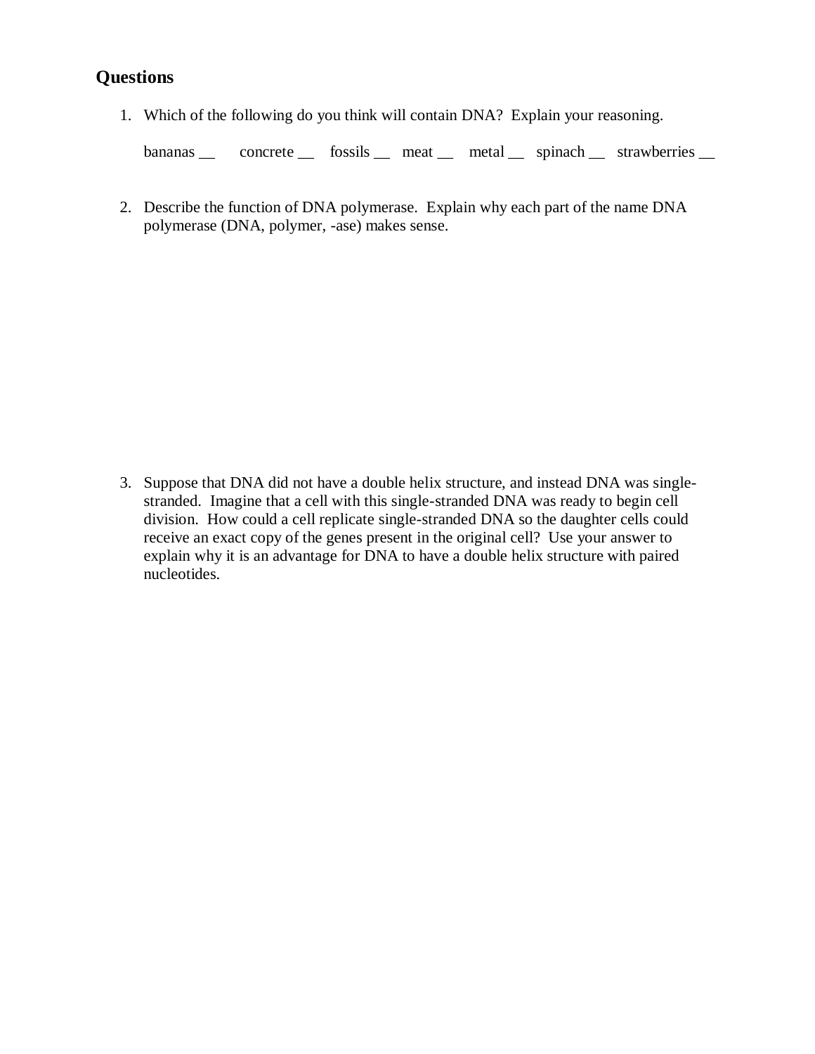## Questions

1. Which of the following do you think will contain DNA? Explain your reasoning.

   bananas __ concrete __ fossils __ meat __ metal __ spinach __ strawberries __

2. Describe the function of DNA polymerase. Explain why each part of the name DNA polymerase (DNA, polymer, -ase) makes sense.

3. Suppose that DNA did not have a double helix structure, and instead DNA was single-stranded. Imagine that a cell with this single-stranded DNA was ready to begin cell division. How could a cell replicate single-stranded DNA so the daughter cells could receive an exact copy of the genes present in the original cell? Use your answer to explain why it is an advantage for DNA to have a double helix structure with paired nucleotides.